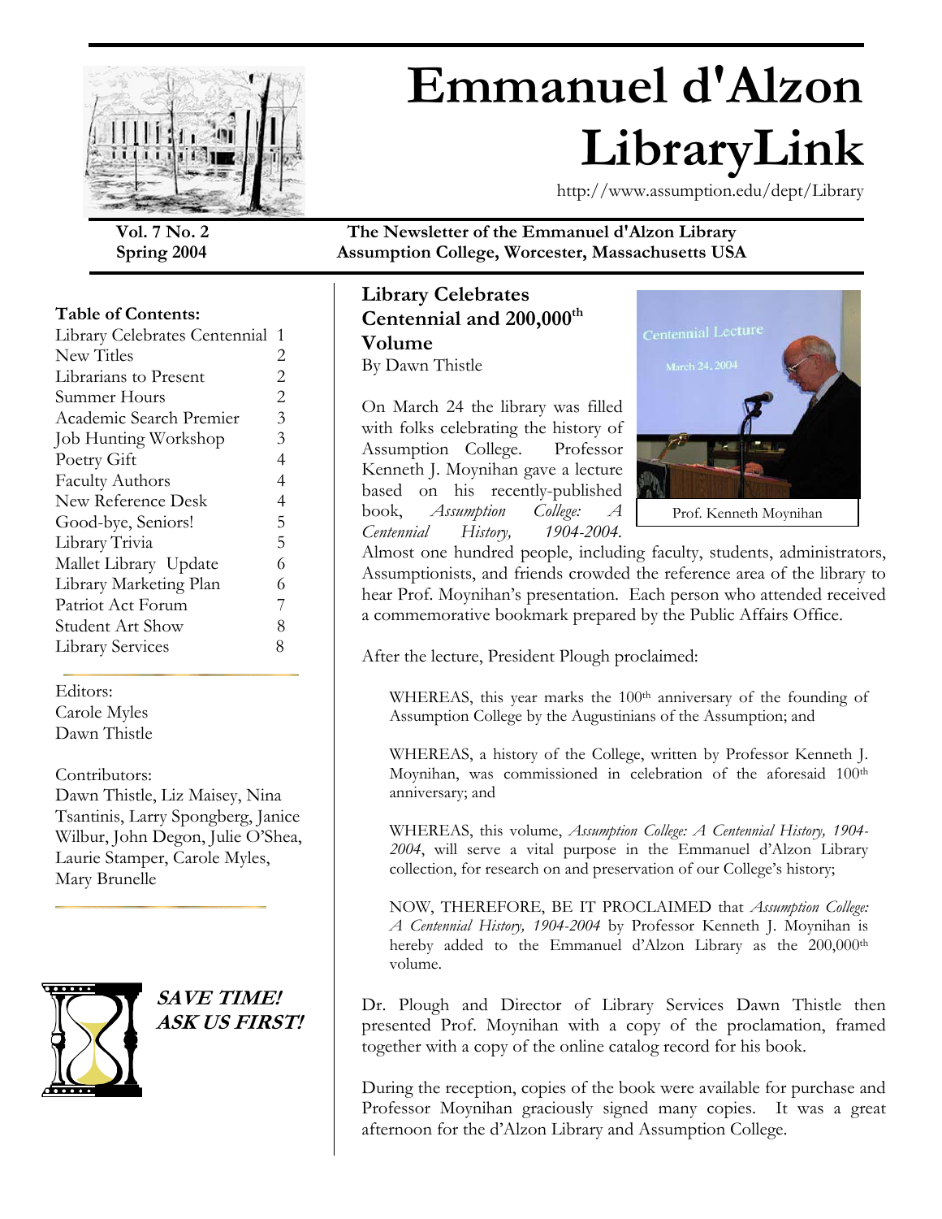# Emmanuel d'Alzon LibraryLink

http://www.assumption.edu/dept/Library

**Vol. 7 No. 2**
**Spring 2004**

**The Newsletter of the Emmanuel d'Alzon Library**
**Assumption College, Worcester, Massachusetts USA**

**Table of Contents:**

| | |
|---|---|
| Library Celebrates Centennial | 1 |
| New Titles | 2 |
| Librarians to Present | 2 |
| Summer Hours | 2 |
| Academic Search Premier | 3 |
| Job Hunting Workshop | 3 |
| Poetry Gift | 4 |
| Faculty Authors | 4 |
| New Reference Desk | 4 |
| Good-bye, Seniors! | 5 |
| Library Trivia | 5 |
| Mallet Library Update | 6 |
| Library Marketing Plan | 6 |
| Patriot Act Forum | 7 |
| Student Art Show | 8 |
| Library Services | 8 |

Editors:
Carole Myles
Dawn Thistle

Contributors:
Dawn Thistle, Liz Maisey, Nina Tsantinis, Larry Spongberg, Janice Wilbur, John Degon, Julie O'Shea, Laurie Stamper, Carole Myles, Mary Brunelle

***SAVE TIME! ASK US FIRST!***

## Library Celebrates Centennial and 200,000th Volume

By Dawn Thistle

On March 24 the library was filled with folks celebrating the history of Assumption College. Professor Kenneth J. Moynihan gave a lecture based on his recently-published book, *Assumption College: A Centennial History, 1904-2004.* Almost one hundred people, including faculty, students, administrators, Assumptionists, and friends crowded the reference area of the library to hear Prof. Moynihan's presentation. Each person who attended received a commemorative bookmark prepared by the Public Affairs Office.

Prof. Kenneth Moynihan

After the lecture, President Plough proclaimed:

> WHEREAS, this year marks the 100th anniversary of the founding of Assumption College by the Augustinians of the Assumption; and
>
> WHEREAS, a history of the College, written by Professor Kenneth J. Moynihan, was commissioned in celebration of the aforesaid 100th anniversary; and
>
> WHEREAS, this volume, *Assumption College: A Centennial History, 1904-2004*, will serve a vital purpose in the Emmanuel d'Alzon Library collection, for research on and preservation of our College's history;
>
> NOW, THEREFORE, BE IT PROCLAIMED that *Assumption College: A Centennial History, 1904-2004* by Professor Kenneth J. Moynihan is hereby added to the Emmanuel d'Alzon Library as the 200,000th volume.

Dr. Plough and Director of Library Services Dawn Thistle then presented Prof. Moynihan with a copy of the proclamation, framed together with a copy of the online catalog record for his book.

During the reception, copies of the book were available for purchase and Professor Moynihan graciously signed many copies. It was a great afternoon for the d'Alzon Library and Assumption College.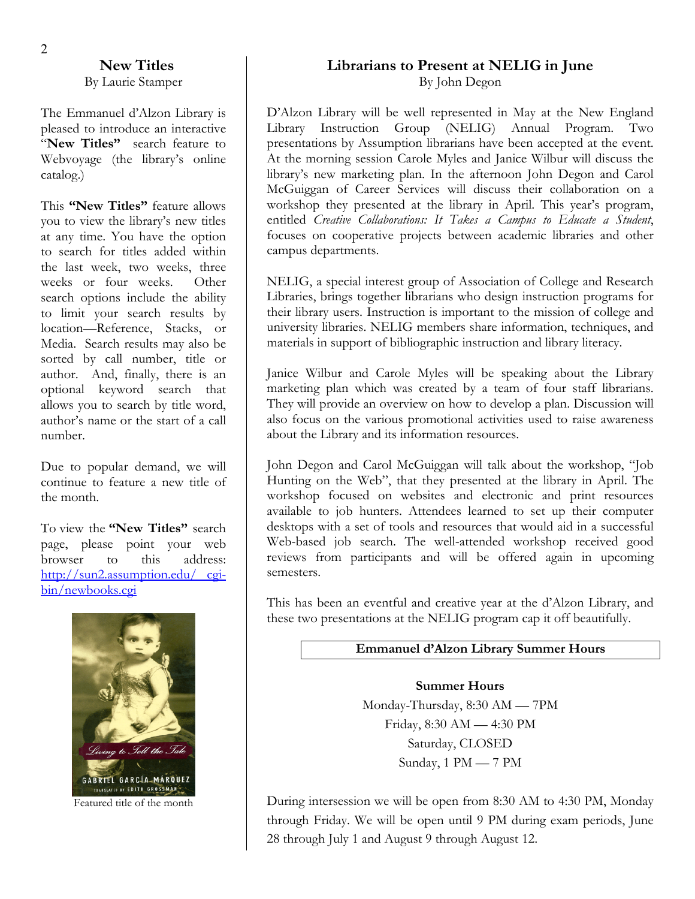## New Titles

By Laurie Stamper

The Emmanuel d'Alzon Library is pleased to introduce an interactive "**New Titles**" search feature to Webvoyage (the library's online catalog.)

This **"New Titles"** feature allows you to view the library's new titles at any time. You have the option to search for titles added within the last week, two weeks, three weeks or four weeks. Other search options include the ability to limit your search results by location—Reference, Stacks, or Media. Search results may also be sorted by call number, title or author. And, finally, there is an optional keyword search that allows you to search by title word, author's name or the start of a call number.

Due to popular demand, we will continue to feature a new title of the month.

To view the **"New Titles"** search page, please point your web browser to this address: http://sun2.assumption.edu/ cgi-bin/newbooks.cgi

Featured title of the month

## Librarians to Present at NELIG in June

By John Degon

D'Alzon Library will be well represented in May at the New England Library Instruction Group (NELIG) Annual Program. Two presentations by Assumption librarians have been accepted at the event. At the morning session Carole Myles and Janice Wilbur will discuss the library's new marketing plan. In the afternoon John Degon and Carol McGuiggan of Career Services will discuss their collaboration on a workshop they presented at the library in April. This year's program, entitled *Creative Collaborations: It Takes a Campus to Educate a Student*, focuses on cooperative projects between academic libraries and other campus departments.

NELIG, a special interest group of Association of College and Research Libraries, brings together librarians who design instruction programs for their library users. Instruction is important to the mission of college and university libraries. NELIG members share information, techniques, and materials in support of bibliographic instruction and library literacy.

Janice Wilbur and Carole Myles will be speaking about the Library marketing plan which was created by a team of four staff librarians. They will provide an overview on how to develop a plan. Discussion will also focus on the various promotional activities used to raise awareness about the Library and its information resources.

John Degon and Carol McGuiggan will talk about the workshop, "Job Hunting on the Web", that they presented at the library in April. The workshop focused on websites and electronic and print resources available to job hunters. Attendees learned to set up their computer desktops with a set of tools and resources that would aid in a successful Web-based job search. The well-attended workshop received good reviews from participants and will be offered again in upcoming semesters.

This has been an eventful and creative year at the d'Alzon Library, and these two presentations at the NELIG program cap it off beautifully.

### Emmanuel d'Alzon Library Summer Hours

**Summer Hours**

Monday-Thursday, 8:30 AM — 7PM
Friday, 8:30 AM — 4:30 PM
Saturday, CLOSED
Sunday, 1 PM — 7 PM

During intersession we will be open from 8:30 AM to 4:30 PM, Monday through Friday. We will be open until 9 PM during exam periods, June 28 through July 1 and August 9 through August 12.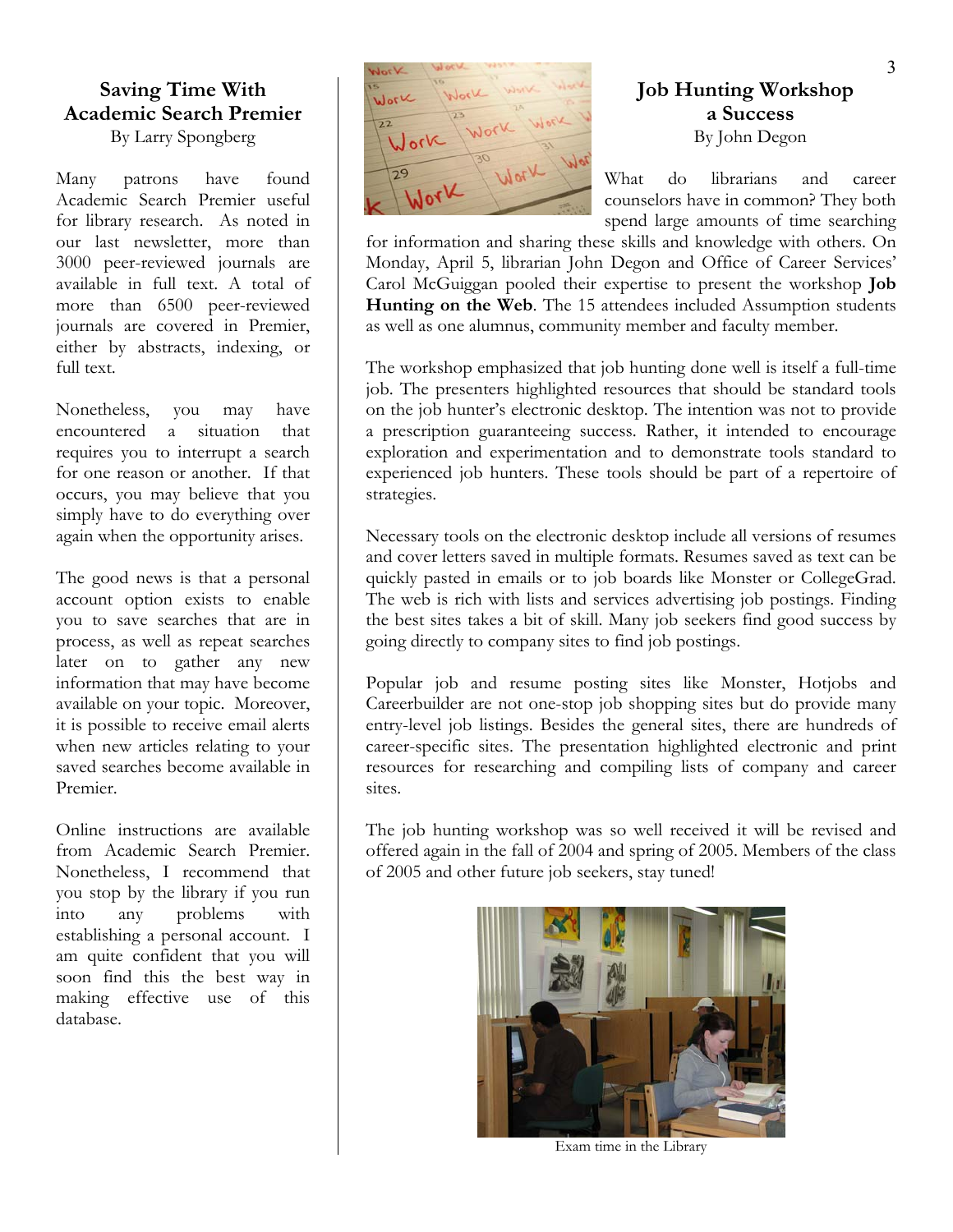## Saving Time With Academic Search Premier

By Larry Spongberg

Many patrons have found Academic Search Premier useful for library research. As noted in our last newsletter, more than 3000 peer-reviewed journals are available in full text. A total of more than 6500 peer-reviewed journals are covered in Premier, either by abstracts, indexing, or full text.

Nonetheless, you may have encountered a situation that requires you to interrupt a search for one reason or another. If that occurs, you may believe that you simply have to do everything over again when the opportunity arises.

The good news is that a personal account option exists to enable you to save searches that are in process, as well as repeat searches later on to gather any new information that may have become available on your topic. Moreover, it is possible to receive email alerts when new articles relating to your saved searches become available in Premier.

Online instructions are available from Academic Search Premier. Nonetheless, I recommend that you stop by the library if you run into any problems with establishing a personal account. I am quite confident that you will soon find this the best way in making effective use of this database.

## Job Hunting Workshop a Success

By John Degon

What do librarians and career counselors have in common? They both spend large amounts of time searching for information and sharing these skills and knowledge with others. On Monday, April 5, librarian John Degon and Office of Career Services' Carol McGuiggan pooled their expertise to present the workshop **Job Hunting on the Web**. The 15 attendees included Assumption students as well as one alumnus, community member and faculty member.

The workshop emphasized that job hunting done well is itself a full-time job. The presenters highlighted resources that should be standard tools on the job hunter's electronic desktop. The intention was not to provide a prescription guaranteeing success. Rather, it intended to encourage exploration and experimentation and to demonstrate tools standard to experienced job hunters. These tools should be part of a repertoire of strategies.

Necessary tools on the electronic desktop include all versions of resumes and cover letters saved in multiple formats. Resumes saved as text can be quickly pasted in emails or to job boards like Monster or CollegeGrad. The web is rich with lists and services advertising job postings. Finding the best sites takes a bit of skill. Many job seekers find good success by going directly to company sites to find job postings.

Popular job and resume posting sites like Monster, Hotjobs and Careerbuilder are not one-stop job shopping sites but do provide many entry-level job listings. Besides the general sites, there are hundreds of career-specific sites. The presentation highlighted electronic and print resources for researching and compiling lists of company and career sites.

The job hunting workshop was so well received it will be revised and offered again in the fall of 2004 and spring of 2005. Members of the class of 2005 and other future job seekers, stay tuned!

Exam time in the Library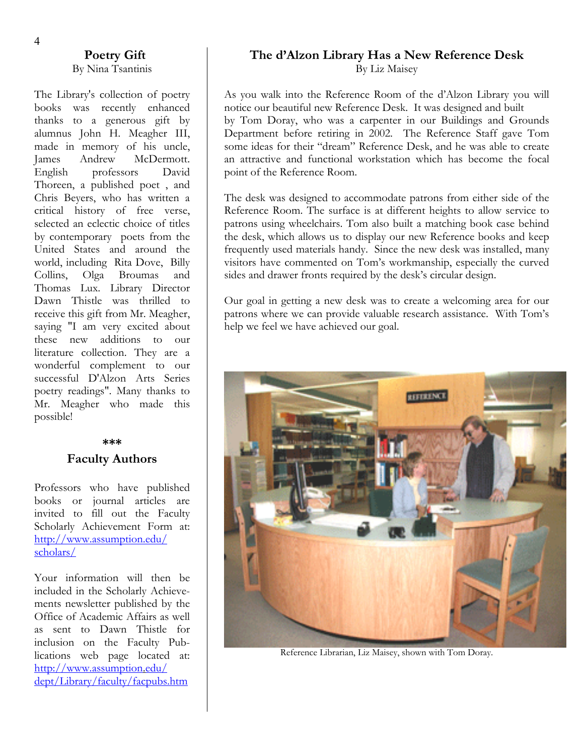## Poetry Gift

By Nina Tsantinis

The Library's collection of poetry books was recently enhanced thanks to a generous gift by alumnus John H. Meagher III, made in memory of his uncle, James Andrew McDermott. English professors David Thoreen, a published poet , and Chris Beyers, who has written a critical history of free verse, selected an eclectic choice of titles by contemporary poets from the United States and around the world, including Rita Dove, Billy Collins, Olga Broumas and Thomas Lux. Library Director Dawn Thistle was thrilled to receive this gift from Mr. Meagher, saying "I am very excited about these new additions to our literature collection. They are a wonderful complement to our successful D'Alzon Arts Series poetry readings". Many thanks to Mr. Meagher who made this possible!

***

## Faculty Authors

Professors who have published books or journal articles are invited to fill out the Faculty Scholarly Achievement Form at: http://www.assumption.edu/scholars/

Your information will then be included in the Scholarly Achievements newsletter published by the Office of Academic Affairs as well as sent to Dawn Thistle for inclusion on the Faculty Publications web page located at: http://www.assumption.edu/dept/Library/faculty/facpubs.htm

## The d'Alzon Library Has a New Reference Desk

By Liz Maisey

As you walk into the Reference Room of the d'Alzon Library you will notice our beautiful new Reference Desk. It was designed and built by Tom Doray, who was a carpenter in our Buildings and Grounds Department before retiring in 2002. The Reference Staff gave Tom some ideas for their "dream" Reference Desk, and he was able to create an attractive and functional workstation which has become the focal point of the Reference Room.

The desk was designed to accommodate patrons from either side of the Reference Room. The surface is at different heights to allow service to patrons using wheelchairs. Tom also built a matching book case behind the desk, which allows us to display our new Reference books and keep frequently used materials handy. Since the new desk was installed, many visitors have commented on Tom's workmanship, especially the curved sides and drawer fronts required by the desk's circular design.

Our goal in getting a new desk was to create a welcoming area for our patrons where we can provide valuable research assistance. With Tom's help we feel we have achieved our goal.

Reference Librarian, Liz Maisey, shown with Tom Doray.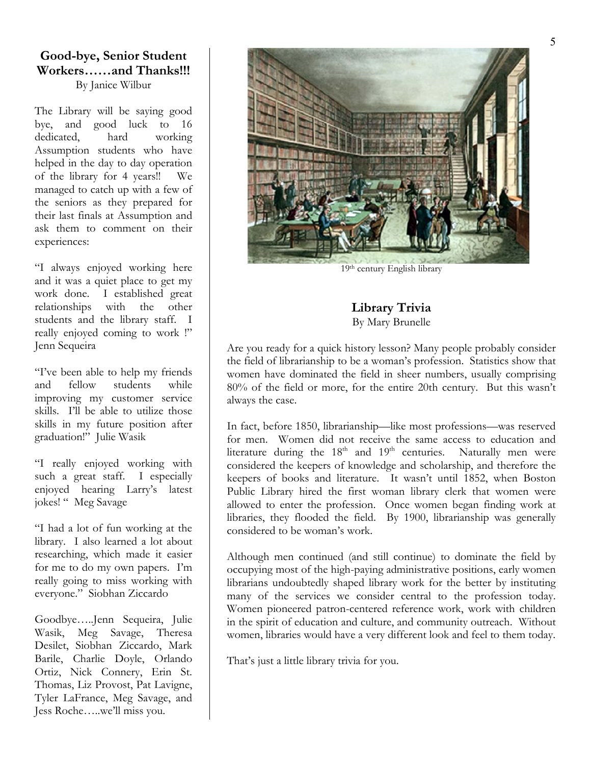## Good-bye, Senior Student Workers……and Thanks!!!

By Janice Wilbur

The Library will be saying good bye, and good luck to 16 dedicated, hard working Assumption students who have helped in the day to day operation of the library for 4 years!! We managed to catch up with a few of the seniors as they prepared for their last finals at Assumption and ask them to comment on their experiences:

"I always enjoyed working here and it was a quiet place to get my work done. I established great relationships with the other students and the library staff. I really enjoyed coming to work !" Jenn Sequeira

"I've been able to help my friends and fellow students while improving my customer service skills. I'll be able to utilize those skills in my future position after graduation!" Julie Wasik

"I really enjoyed working with such a great staff. I especially enjoyed hearing Larry's latest jokes! " Meg Savage

"I had a lot of fun working at the library. I also learned a lot about researching, which made it easier for me to do my own papers. I'm really going to miss working with everyone." Siobhan Ziccardo

Goodbye…..Jenn Sequeira, Julie Wasik, Meg Savage, Theresa Desilet, Siobhan Ziccardo, Mark Barile, Charlie Doyle, Orlando Ortiz, Nick Connery, Erin St. Thomas, Liz Provost, Pat Lavigne, Tyler LaFrance, Meg Savage, and Jess Roche…..we'll miss you.

19th century English library

## Library Trivia

By Mary Brunelle

Are you ready for a quick history lesson? Many people probably consider the field of librarianship to be a woman's profession. Statistics show that women have dominated the field in sheer numbers, usually comprising 80% of the field or more, for the entire 20th century. But this wasn't always the case.

In fact, before 1850, librarianship—like most professions—was reserved for men. Women did not receive the same access to education and literature during the 18th and 19th centuries. Naturally men were considered the keepers of knowledge and scholarship, and therefore the keepers of books and literature. It wasn't until 1852, when Boston Public Library hired the first woman library clerk that women were allowed to enter the profession. Once women began finding work at libraries, they flooded the field. By 1900, librarianship was generally considered to be woman's work.

Although men continued (and still continue) to dominate the field by occupying most of the high-paying administrative positions, early women librarians undoubtedly shaped library work for the better by instituting many of the services we consider central to the profession today. Women pioneered patron-centered reference work, work with children in the spirit of education and culture, and community outreach. Without women, libraries would have a very different look and feel to them today.

That's just a little library trivia for you.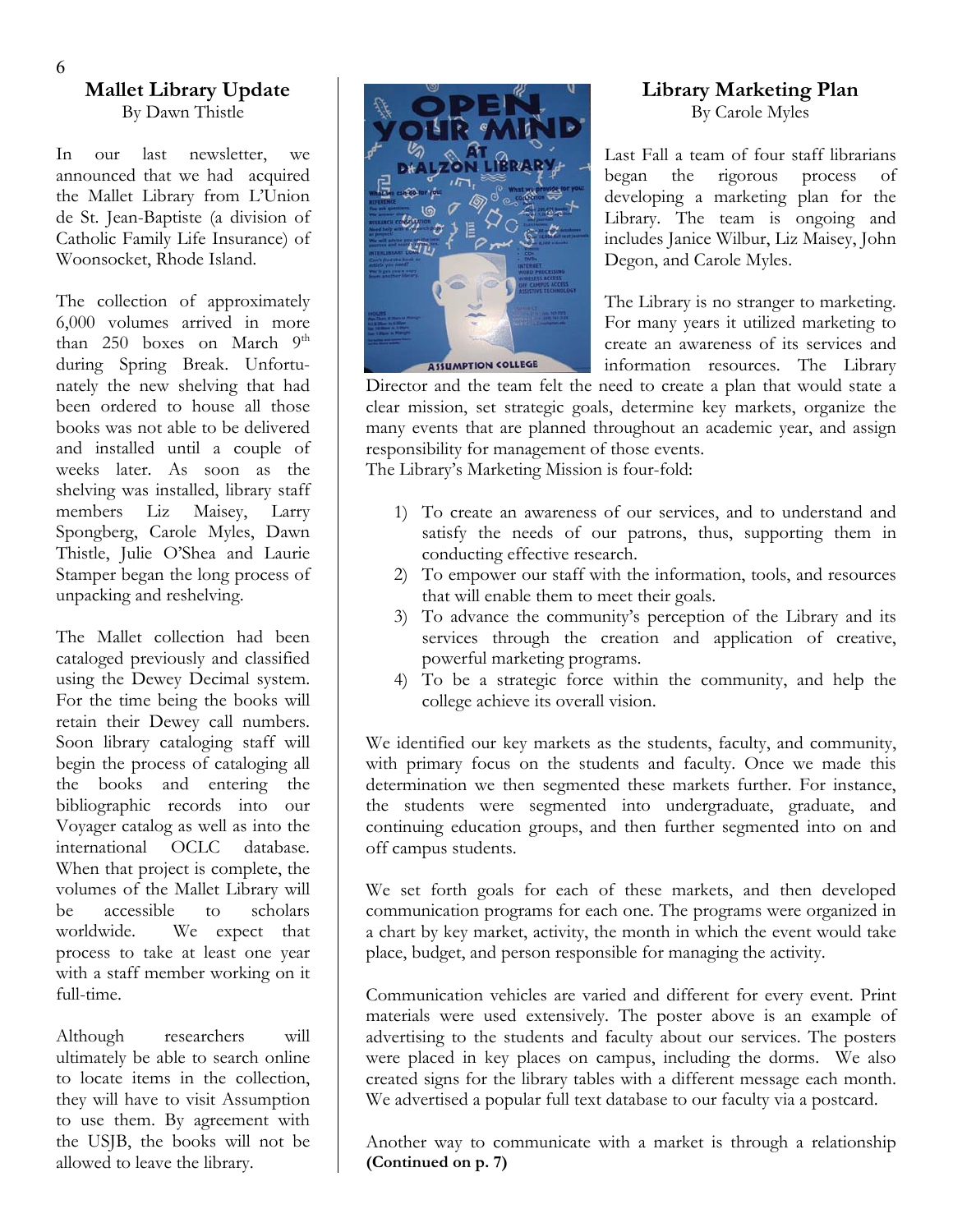## Mallet Library Update

By Dawn Thistle

In our last newsletter, we announced that we had acquired the Mallet Library from L'Union de St. Jean-Baptiste (a division of Catholic Family Life Insurance) of Woonsocket, Rhode Island.

The collection of approximately 6,000 volumes arrived in more than 250 boxes on March 9th during Spring Break. Unfortunately the new shelving that had been ordered to house all those books was not able to be delivered and installed until a couple of weeks later. As soon as the shelving was installed, library staff members Liz Maisey, Larry Spongberg, Carole Myles, Dawn Thistle, Julie O'Shea and Laurie Stamper began the long process of unpacking and reshelving.

The Mallet collection had been cataloged previously and classified using the Dewey Decimal system. For the time being the books will retain their Dewey call numbers. Soon library cataloging staff will begin the process of cataloging all the books and entering the bibliographic records into our Voyager catalog as well as into the international OCLC database. When that project is complete, the volumes of the Mallet Library will be accessible to scholars worldwide. We expect that process to take at least one year with a staff member working on it full-time.

Although researchers will ultimately be able to search online to locate items in the collection, they will have to visit Assumption to use them. By agreement with the USJB, the books will not be allowed to leave the library.

## Library Marketing Plan

By Carole Myles

Last Fall a team of four staff librarians began the rigorous process of developing a marketing plan for the Library. The team is ongoing and includes Janice Wilbur, Liz Maisey, John Degon, and Carole Myles.

The Library is no stranger to marketing. For many years it utilized marketing to create an awareness of its services and information resources. The Library Director and the team felt the need to create a plan that would state a clear mission, set strategic goals, determine key markets, organize the many events that are planned throughout an academic year, and assign responsibility for management of those events.

The Library's Marketing Mission is four-fold:

1) To create an awareness of our services, and to understand and satisfy the needs of our patrons, thus, supporting them in conducting effective research.
2) To empower our staff with the information, tools, and resources that will enable them to meet their goals.
3) To advance the community's perception of the Library and its services through the creation and application of creative, powerful marketing programs.
4) To be a strategic force within the community, and help the college achieve its overall vision.

We identified our key markets as the students, faculty, and community, with primary focus on the students and faculty. Once we made this determination we then segmented these markets further. For instance, the students were segmented into undergraduate, graduate, and continuing education groups, and then further segmented into on and off campus students.

We set forth goals for each of these markets, and then developed communication programs for each one. The programs were organized in a chart by key market, activity, the month in which the event would take place, budget, and person responsible for managing the activity.

Communication vehicles are varied and different for every event. Print materials were used extensively. The poster above is an example of advertising to the students and faculty about our services. The posters were placed in key places on campus, including the dorms. We also created signs for the library tables with a different message each month. We advertised a popular full text database to our faculty via a postcard.

Another way to communicate with a market is through a relationship **(Continued on p. 7)**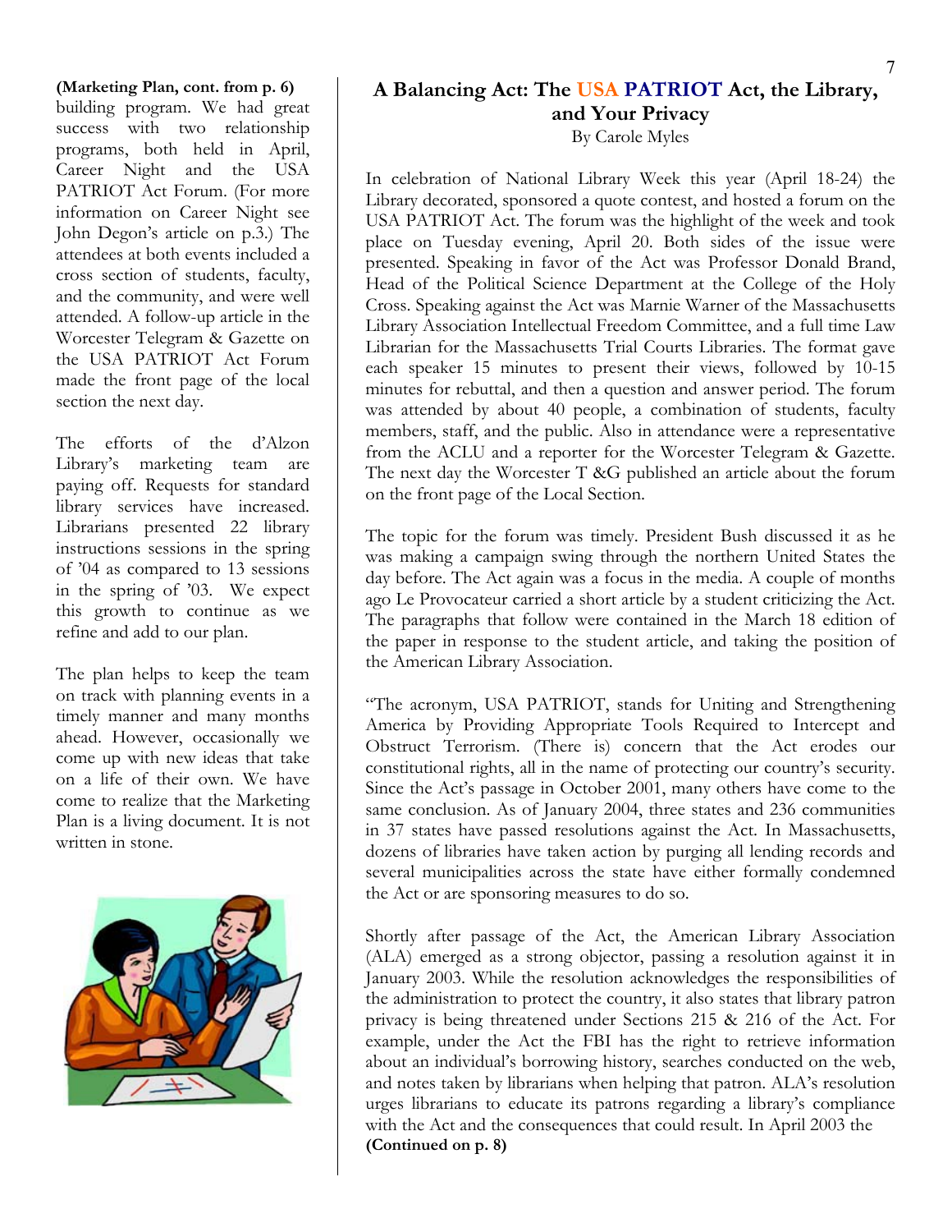**(Marketing Plan, cont. from p. 6)** building program. We had great success with two relationship programs, both held in April, Career Night and the USA PATRIOT Act Forum. (For more information on Career Night see John Degon's article on p.3.) The attendees at both events included a cross section of students, faculty, and the community, and were well attended. A follow-up article in the Worcester Telegram & Gazette on the USA PATRIOT Act Forum made the front page of the local section the next day.

The efforts of the d'Alzon Library's marketing team are paying off. Requests for standard library services have increased. Librarians presented 22 library instructions sessions in the spring of '04 as compared to 13 sessions in the spring of '03. We expect this growth to continue as we refine and add to our plan.

The plan helps to keep the team on track with planning events in a timely manner and many months ahead. However, occasionally we come up with new ideas that take on a life of their own. We have come to realize that the Marketing Plan is a living document. It is not written in stone.

## A Balancing Act: The USA PATRIOT Act, the Library, and Your Privacy

By Carole Myles

In celebration of National Library Week this year (April 18-24) the Library decorated, sponsored a quote contest, and hosted a forum on the USA PATRIOT Act. The forum was the highlight of the week and took place on Tuesday evening, April 20. Both sides of the issue were presented. Speaking in favor of the Act was Professor Donald Brand, Head of the Political Science Department at the College of the Holy Cross. Speaking against the Act was Marnie Warner of the Massachusetts Library Association Intellectual Freedom Committee, and a full time Law Librarian for the Massachusetts Trial Courts Libraries. The format gave each speaker 15 minutes to present their views, followed by 10-15 minutes for rebuttal, and then a question and answer period. The forum was attended by about 40 people, a combination of students, faculty members, staff, and the public. Also in attendance were a representative from the ACLU and a reporter for the Worcester Telegram & Gazette. The next day the Worcester T &G published an article about the forum on the front page of the Local Section.

The topic for the forum was timely. President Bush discussed it as he was making a campaign swing through the northern United States the day before. The Act again was a focus in the media. A couple of months ago Le Provocateur carried a short article by a student criticizing the Act. The paragraphs that follow were contained in the March 18 edition of the paper in response to the student article, and taking the position of the American Library Association.

"The acronym, USA PATRIOT, stands for Uniting and Strengthening America by Providing Appropriate Tools Required to Intercept and Obstruct Terrorism. (There is) concern that the Act erodes our constitutional rights, all in the name of protecting our country's security. Since the Act's passage in October 2001, many others have come to the same conclusion. As of January 2004, three states and 236 communities in 37 states have passed resolutions against the Act. In Massachusetts, dozens of libraries have taken action by purging all lending records and several municipalities across the state have either formally condemned the Act or are sponsoring measures to do so.

Shortly after passage of the Act, the American Library Association (ALA) emerged as a strong objector, passing a resolution against it in January 2003. While the resolution acknowledges the responsibilities of the administration to protect the country, it also states that library patron privacy is being threatened under Sections 215 & 216 of the Act. For example, under the Act the FBI has the right to retrieve information about an individual's borrowing history, searches conducted on the web, and notes taken by librarians when helping that patron. ALA's resolution urges librarians to educate its patrons regarding a library's compliance with the Act and the consequences that could result. In April 2003 the

**(Continued on p. 8)**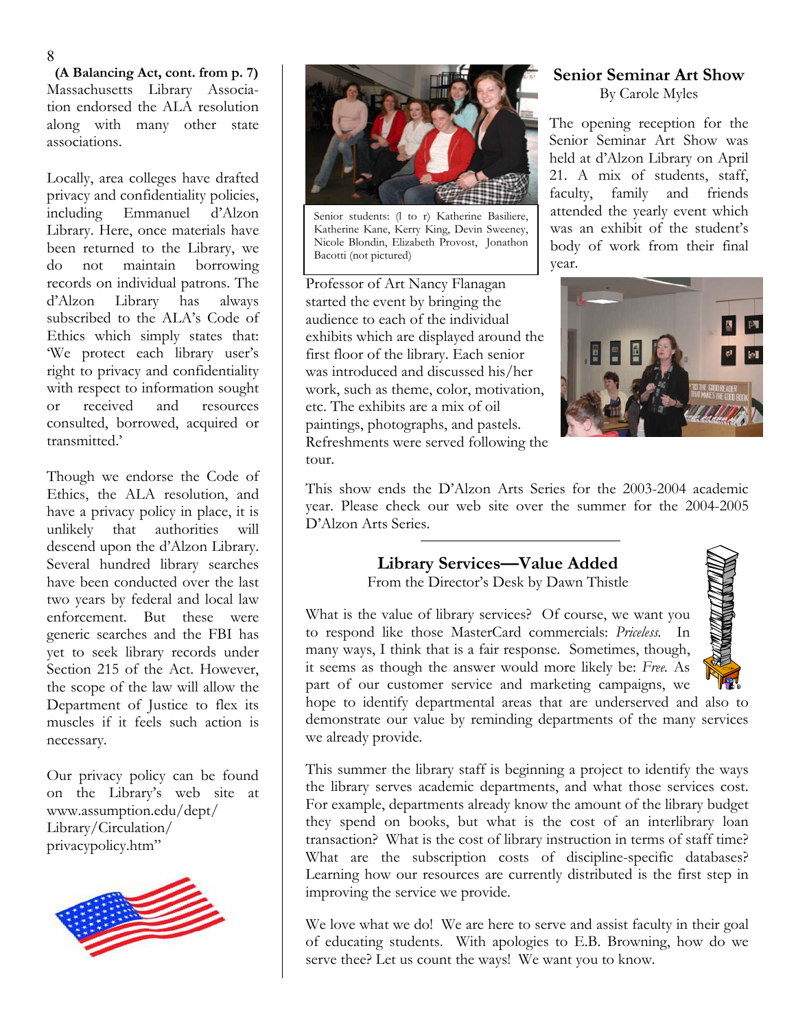**(A Balancing Act, cont. from p. 7)** Massachusetts Library Association endorsed the ALA resolution along with many other state associations.

Locally, area colleges have drafted privacy and confidentiality policies, including Emmanuel d'Alzon Library. Here, once materials have been returned to the Library, we do not maintain borrowing records on individual patrons. The d'Alzon Library has always subscribed to the ALA's Code of Ethics which simply states that: 'We protect each library user's right to privacy and confidentiality with respect to information sought or received and resources consulted, borrowed, acquired or transmitted.'

Though we endorse the Code of Ethics, the ALA resolution, and have a privacy policy in place, it is unlikely that authorities will descend upon the d'Alzon Library. Several hundred library searches have been conducted over the last two years by federal and local law enforcement. But these were generic searches and the FBI has yet to seek library records under Section 215 of the Act. However, the scope of the law will allow the Department of Justice to flex its muscles if it feels such action is necessary.

Our privacy policy can be found on the Library's web site at www.assumption.edu/dept/Library/Circulation/privacypolicy.htm"

Senior students: (l to r) Katherine Basiliere, Katherine Kane, Kerry King, Devin Sweeney, Nicole Blondin, Elizabeth Provost, Jonathon Bacotti (not pictured)

## Senior Seminar Art Show

By Carole Myles

The opening reception for the Senior Seminar Art Show was held at d'Alzon Library on April 21. A mix of students, staff, faculty, family and friends attended the yearly event which was an exhibit of the student's body of work from their final year.

Professor of Art Nancy Flanagan started the event by bringing the audience to each of the individual exhibits which are displayed around the first floor of the library. Each senior was introduced and discussed his/her work, such as theme, color, motivation, etc. The exhibits are a mix of oil paintings, photographs, and pastels. Refreshments were served following the tour.

This show ends the D'Alzon Arts Series for the 2003-2004 academic year. Please check our web site over the summer for the 2004-2005 D'Alzon Arts Series.

## Library Services—Value Added

From the Director's Desk by Dawn Thistle

What is the value of library services? Of course, we want you to respond like those MasterCard commercials: *Priceless.* In many ways, I think that is a fair response. Sometimes, though, it seems as though the answer would more likely be: *Free.* As part of our customer service and marketing campaigns, we hope to identify departmental areas that are underserved and also to demonstrate our value by reminding departments of the many services we already provide.

This summer the library staff is beginning a project to identify the ways the library serves academic departments, and what those services cost. For example, departments already know the amount of the library budget they spend on books, but what is the cost of an interlibrary loan transaction? What is the cost of library instruction in terms of staff time? What are the subscription costs of discipline-specific databases? Learning how our resources are currently distributed is the first step in improving the service we provide.

We love what we do! We are here to serve and assist faculty in their goal of educating students. With apologies to E.B. Browning, how do we serve thee? Let us count the ways! We want you to know.